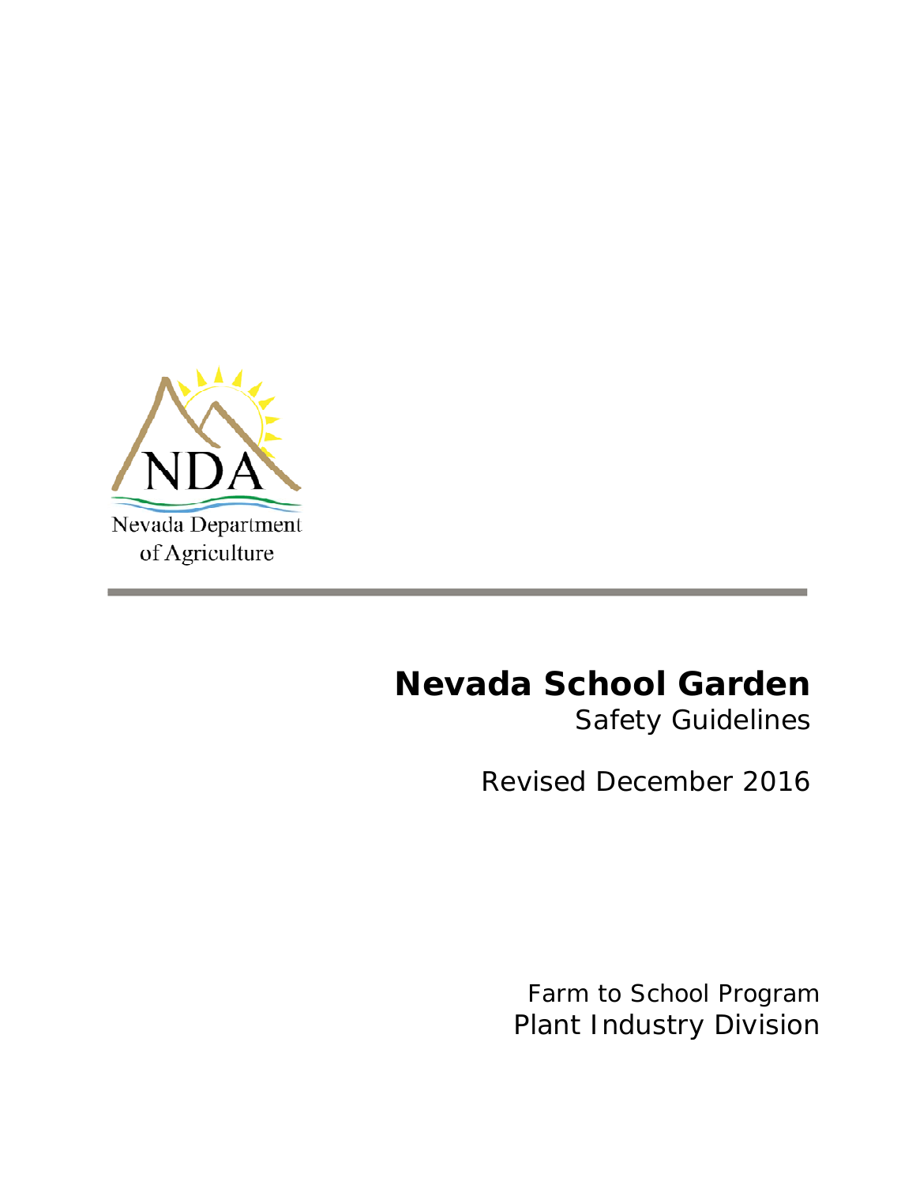NDA

Nevada Department of Agriculture

# Nevada School Garden

Safety Guidelines

Revised December 2016

Farm to School Program

Plant Industry Division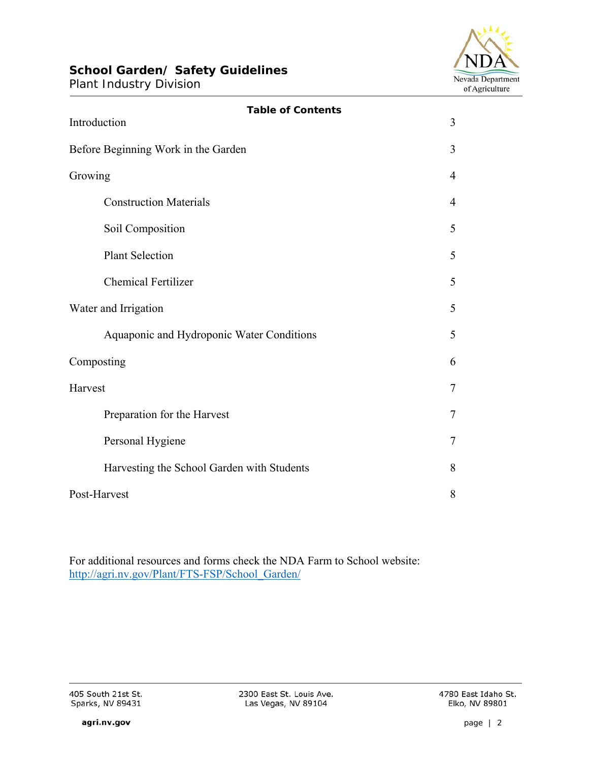## Table of Contents

| | |
|---|---|
| Introduction | 3 |
| Before Beginning Work in the Garden | 3 |
| Growing | 4 |
| Construction Materials | 4 |
| Soil Composition | 5 |
| Plant Selection | 5 |
| Chemical Fertilizer | 5 |
| Water and Irrigation | 5 |
| Aquaponic and Hydroponic Water Conditions | 5 |
| Composting | 6 |
| Harvest | 7 |
| Preparation for the Harvest | 7 |
| Personal Hygiene | 7 |
| Harvesting the School Garden with Students | 8 |
| Post-Harvest | 8 |

For additional resources and forms check the NDA Farm to School website: [http://agri.nv.gov/Plant/FTS-FSP/School_Garden/](http://agri.nv.gov/Plant/FTS-FSP/School_Garden/)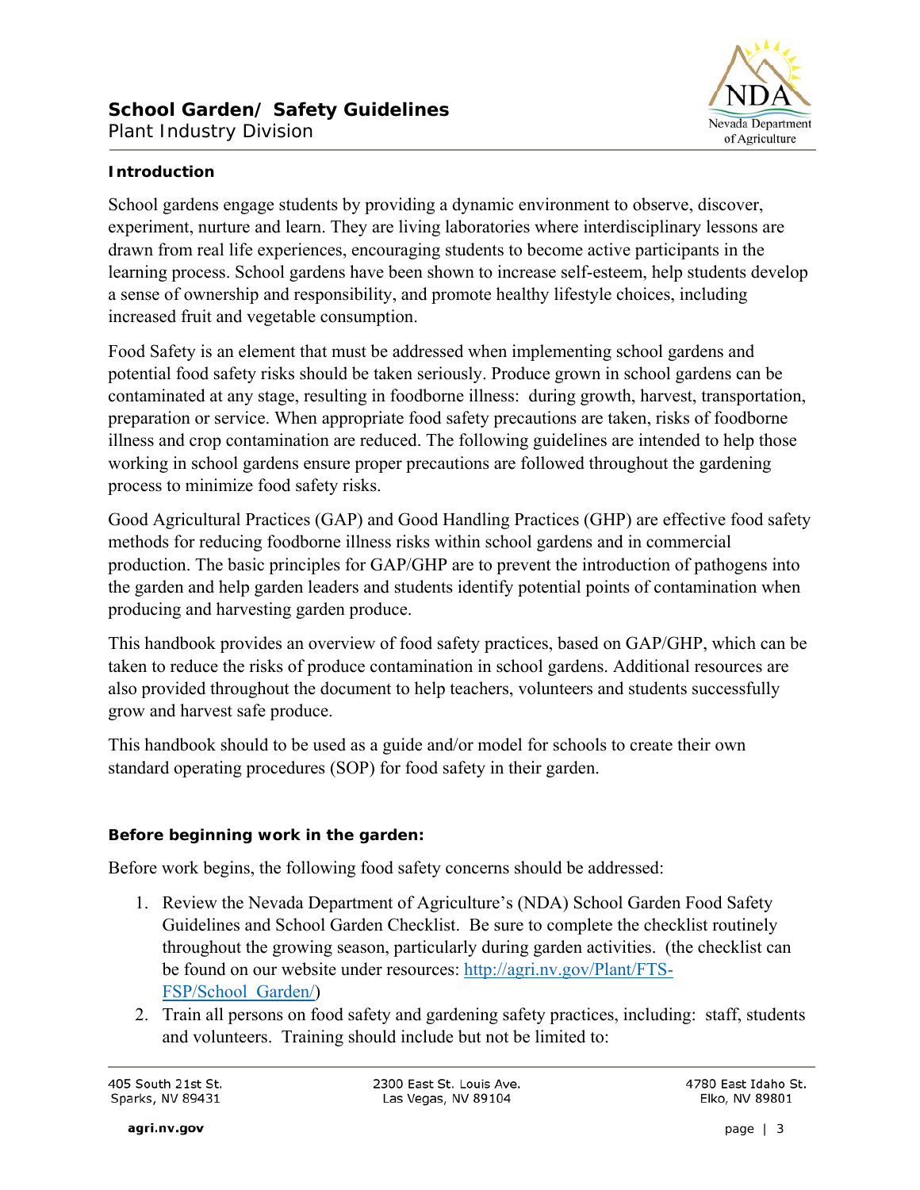# School Garden/ Safety Guidelines

Plant Industry Division

## Introduction

School gardens engage students by providing a dynamic environment to observe, discover, experiment, nurture and learn. They are living laboratories where interdisciplinary lessons are drawn from real life experiences, encouraging students to become active participants in the learning process. School gardens have been shown to increase self-esteem, help students develop a sense of ownership and responsibility, and promote healthy lifestyle choices, including increased fruit and vegetable consumption.

Food Safety is an element that must be addressed when implementing school gardens and potential food safety risks should be taken seriously. Produce grown in school gardens can be contaminated at any stage, resulting in foodborne illness: during growth, harvest, transportation, preparation or service. When appropriate food safety precautions are taken, risks of foodborne illness and crop contamination are reduced. The following guidelines are intended to help those working in school gardens ensure proper precautions are followed throughout the gardening process to minimize food safety risks.

Good Agricultural Practices (GAP) and Good Handling Practices (GHP) are effective food safety methods for reducing foodborne illness risks within school gardens and in commercial production. The basic principles for GAP/GHP are to prevent the introduction of pathogens into the garden and help garden leaders and students identify potential points of contamination when producing and harvesting garden produce.

This handbook provides an overview of food safety practices, based on GAP/GHP, which can be taken to reduce the risks of produce contamination in school gardens. Additional resources are also provided throughout the document to help teachers, volunteers and students successfully grow and harvest safe produce.

This handbook should to be used as a guide and/or model for schools to create their own standard operating procedures (SOP) for food safety in their garden.

## Before beginning work in the garden:

Before work begins, the following food safety concerns should be addressed:

1. Review the Nevada Department of Agriculture's (NDA) School Garden Food Safety Guidelines and School Garden Checklist. Be sure to complete the checklist routinely throughout the growing season, particularly during garden activities. (the checklist can be found on our website under resources: [http://agri.nv.gov/Plant/FTS-FSP/School_Garden/](http://agri.nv.gov/Plant/FTS-FSP/School_Garden/))
2. Train all persons on food safety and gardening safety practices, including: staff, students and volunteers. Training should include but not be limited to: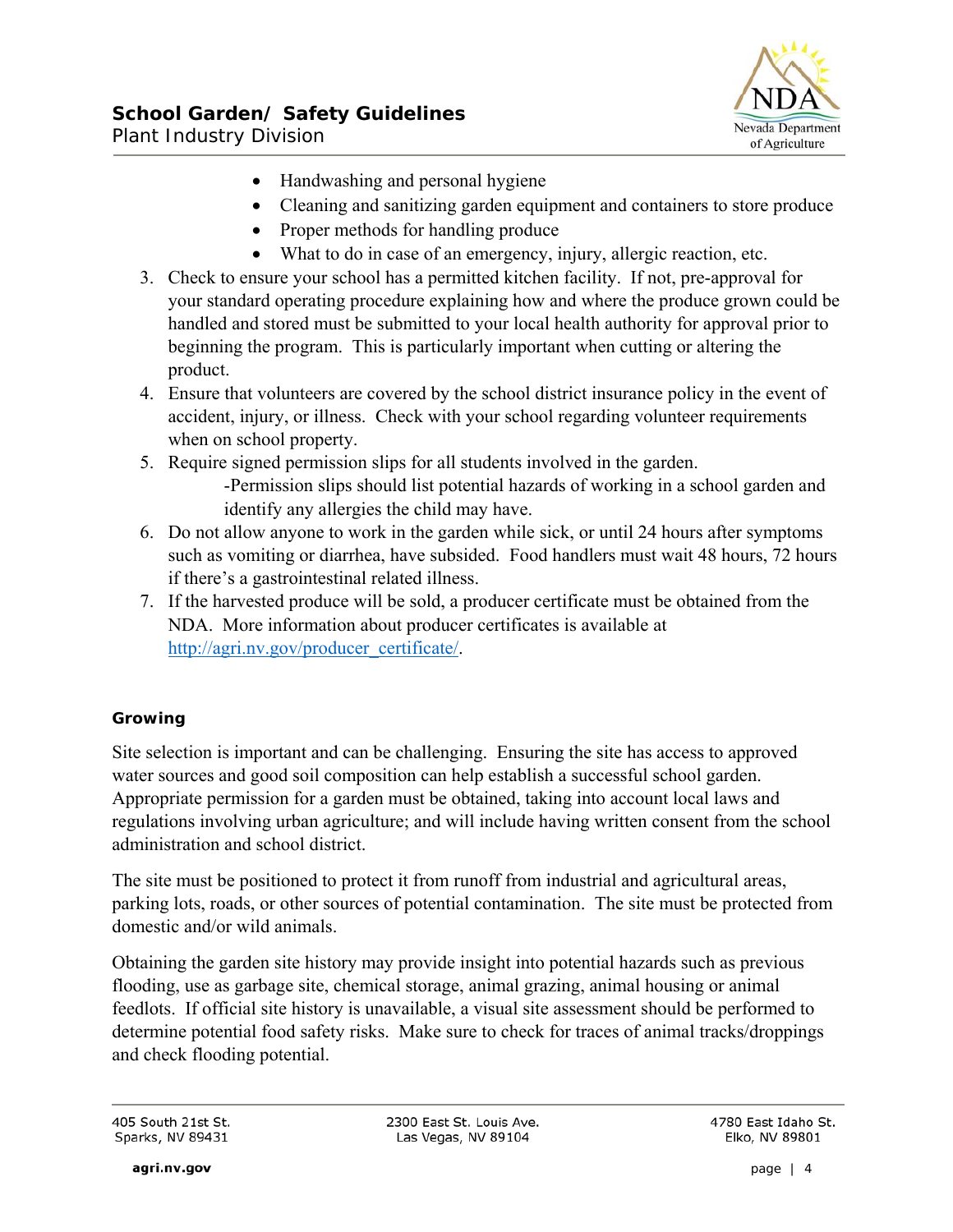- Handwashing and personal hygiene
- Cleaning and sanitizing garden equipment and containers to store produce
- Proper methods for handling produce
- What to do in case of an emergency, injury, allergic reaction, etc.

3. Check to ensure your school has a permitted kitchen facility. If not, pre-approval for your standard operating procedure explaining how and where the produce grown could be handled and stored must be submitted to your local health authority for approval prior to beginning the program. This is particularly important when cutting or altering the product.
4. Ensure that volunteers are covered by the school district insurance policy in the event of accident, injury, or illness. Check with your school regarding volunteer requirements when on school property.
5. Require signed permission slips for all students involved in the garden.
   -Permission slips should list potential hazards of working in a school garden and identify any allergies the child may have.
6. Do not allow anyone to work in the garden while sick, or until 24 hours after symptoms such as vomiting or diarrhea, have subsided. Food handlers must wait 48 hours, 72 hours if there's a gastrointestinal related illness.
7. If the harvested produce will be sold, a producer certificate must be obtained from the NDA. More information about producer certificates is available at http://agri.nv.gov/producer_certificate/.

### Growing

Site selection is important and can be challenging. Ensuring the site has access to approved water sources and good soil composition can help establish a successful school garden. Appropriate permission for a garden must be obtained, taking into account local laws and regulations involving urban agriculture; and will include having written consent from the school administration and school district.

The site must be positioned to protect it from runoff from industrial and agricultural areas, parking lots, roads, or other sources of potential contamination. The site must be protected from domestic and/or wild animals.

Obtaining the garden site history may provide insight into potential hazards such as previous flooding, use as garbage site, chemical storage, animal grazing, animal housing or animal feedlots. If official site history is unavailable, a visual site assessment should be performed to determine potential food safety risks. Make sure to check for traces of animal tracks/droppings and check flooding potential.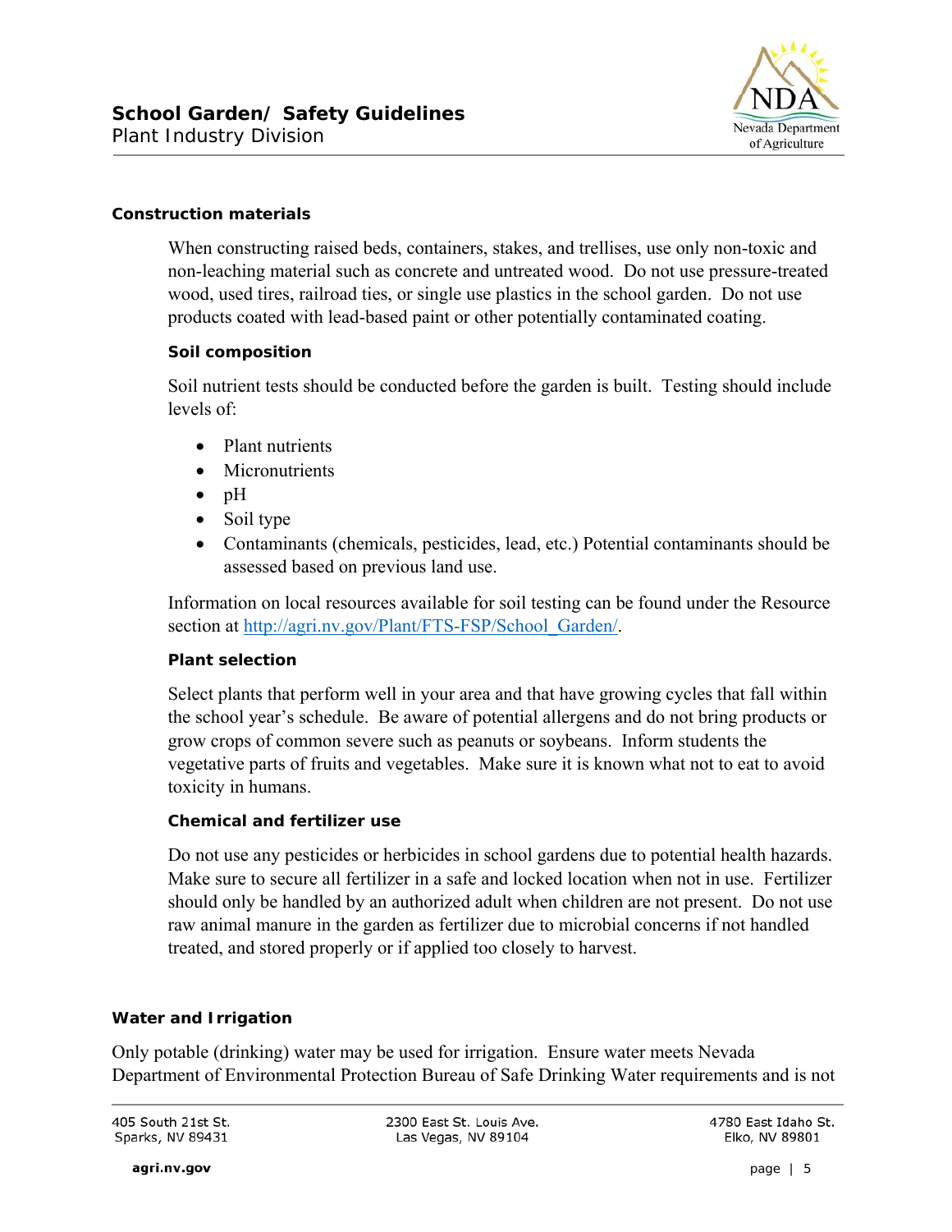### Construction materials

When constructing raised beds, containers, stakes, and trellises, use only non-toxic and non-leaching material such as concrete and untreated wood. Do not use pressure-treated wood, used tires, railroad ties, or single use plastics in the school garden. Do not use products coated with lead-based paint or other potentially contaminated coating.

#### Soil composition

Soil nutrient tests should be conducted before the garden is built. Testing should include levels of:

- Plant nutrients
- Micronutrients
- pH
- Soil type
- Contaminants (chemicals, pesticides, lead, etc.) Potential contaminants should be assessed based on previous land use.

Information on local resources available for soil testing can be found under the Resource section at http://agri.nv.gov/Plant/FTS-FSP/School_Garden/.

#### Plant selection

Select plants that perform well in your area and that have growing cycles that fall within the school year's schedule. Be aware of potential allergens and do not bring products or grow crops of common severe such as peanuts or soybeans. Inform students the vegetative parts of fruits and vegetables. Make sure it is known what not to eat to avoid toxicity in humans.

#### Chemical and fertilizer use

Do not use any pesticides or herbicides in school gardens due to potential health hazards. Make sure to secure all fertilizer in a safe and locked location when not in use. Fertilizer should only be handled by an authorized adult when children are not present. Do not use raw animal manure in the garden as fertilizer due to microbial concerns if not handled treated, and stored properly or if applied too closely to harvest.

### Water and Irrigation

Only potable (drinking) water may be used for irrigation. Ensure water meets Nevada Department of Environmental Protection Bureau of Safe Drinking Water requirements and is not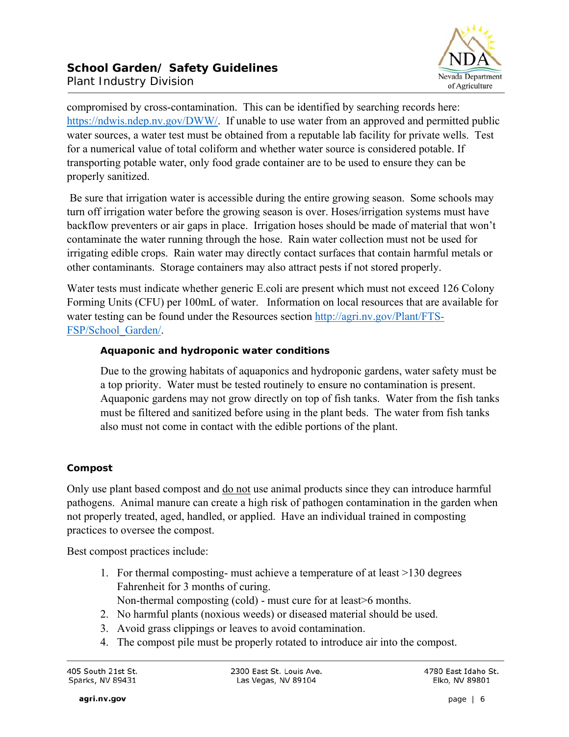compromised by cross-contamination. This can be identified by searching records here: https://ndwis.ndep.nv.gov/DWW/. If unable to use water from an approved and permitted public water sources, a water test must be obtained from a reputable lab facility for private wells. Test for a numerical value of total coliform and whether water source is considered potable. If transporting potable water, only food grade container are to be used to ensure they can be properly sanitized.

Be sure that irrigation water is accessible during the entire growing season. Some schools may turn off irrigation water before the growing season is over. Hoses/irrigation systems must have backflow preventers or air gaps in place. Irrigation hoses should be made of material that won't contaminate the water running through the hose. Rain water collection must not be used for irrigating edible crops. Rain water may directly contact surfaces that contain harmful metals or other contaminants. Storage containers may also attract pests if not stored properly.

Water tests must indicate whether generic E.coli are present which must not exceed 126 Colony Forming Units (CFU) per 100mL of water. Information on local resources that are available for water testing can be found under the Resources section http://agri.nv.gov/Plant/FTS-FSP/School_Garden/.

#### Aquaponic and hydroponic water conditions

Due to the growing habitats of aquaponics and hydroponic gardens, water safety must be a top priority. Water must be tested routinely to ensure no contamination is present. Aquaponic gardens may not grow directly on top of fish tanks. Water from the fish tanks must be filtered and sanitized before using in the plant beds. The water from fish tanks also must not come in contact with the edible portions of the plant.

### Compost

Only use plant based compost and do not use animal products since they can introduce harmful pathogens. Animal manure can create a high risk of pathogen contamination in the garden when not properly treated, aged, handled, or applied. Have an individual trained in composting practices to oversee the compost.

Best compost practices include:

1. For thermal composting- must achieve a temperature of at least >130 degrees Fahrenheit for 3 months of curing.
   Non-thermal composting (cold) - must cure for at least>6 months.
2. No harmful plants (noxious weeds) or diseased material should be used.
3. Avoid grass clippings or leaves to avoid contamination.
4. The compost pile must be properly rotated to introduce air into the compost.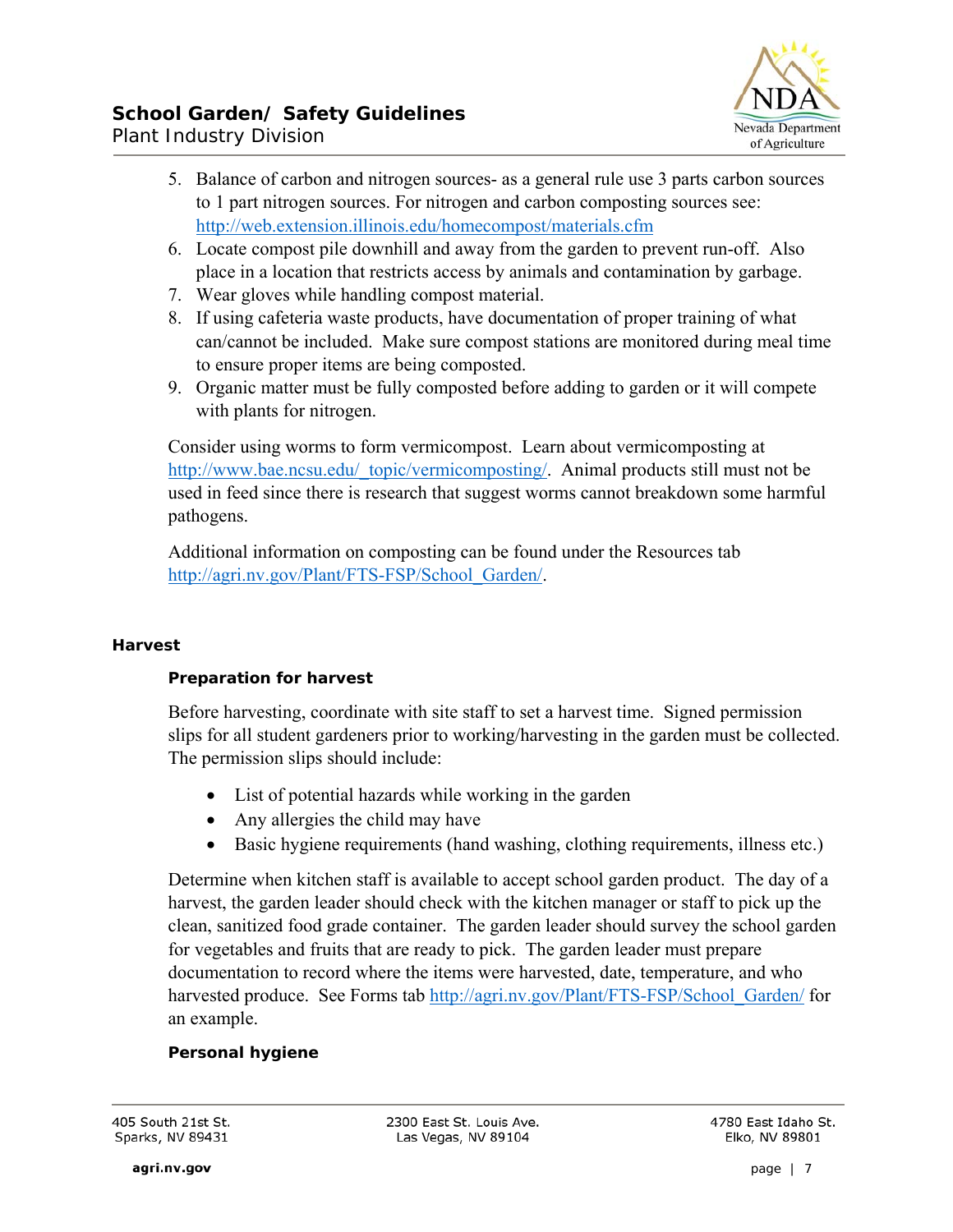5. Balance of carbon and nitrogen sources- as a general rule use 3 parts carbon sources to 1 part nitrogen sources. For nitrogen and carbon composting sources see: http://web.extension.illinois.edu/homecompost/materials.cfm
6. Locate compost pile downhill and away from the garden to prevent run-off. Also place in a location that restricts access by animals and contamination by garbage.
7. Wear gloves while handling compost material.
8. If using cafeteria waste products, have documentation of proper training of what can/cannot be included. Make sure compost stations are monitored during meal time to ensure proper items are being composted.
9. Organic matter must be fully composted before adding to garden or it will compete with plants for nitrogen.

Consider using worms to form vermicompost. Learn about vermicomposting at http://www.bae.ncsu.edu/_topic/vermicomposting/. Animal products still must not be used in feed since there is research that suggest worms cannot breakdown some harmful pathogens.

Additional information on composting can be found under the Resources tab http://agri.nv.gov/Plant/FTS-FSP/School_Garden/.

## Harvest

### Preparation for harvest

Before harvesting, coordinate with site staff to set a harvest time. Signed permission slips for all student gardeners prior to working/harvesting in the garden must be collected. The permission slips should include:

- List of potential hazards while working in the garden
- Any allergies the child may have
- Basic hygiene requirements (hand washing, clothing requirements, illness etc.)

Determine when kitchen staff is available to accept school garden product. The day of a harvest, the garden leader should check with the kitchen manager or staff to pick up the clean, sanitized food grade container. The garden leader should survey the school garden for vegetables and fruits that are ready to pick. The garden leader must prepare documentation to record where the items were harvested, date, temperature, and who harvested produce. See Forms tab http://agri.nv.gov/Plant/FTS-FSP/School_Garden/ for an example.

### Personal hygiene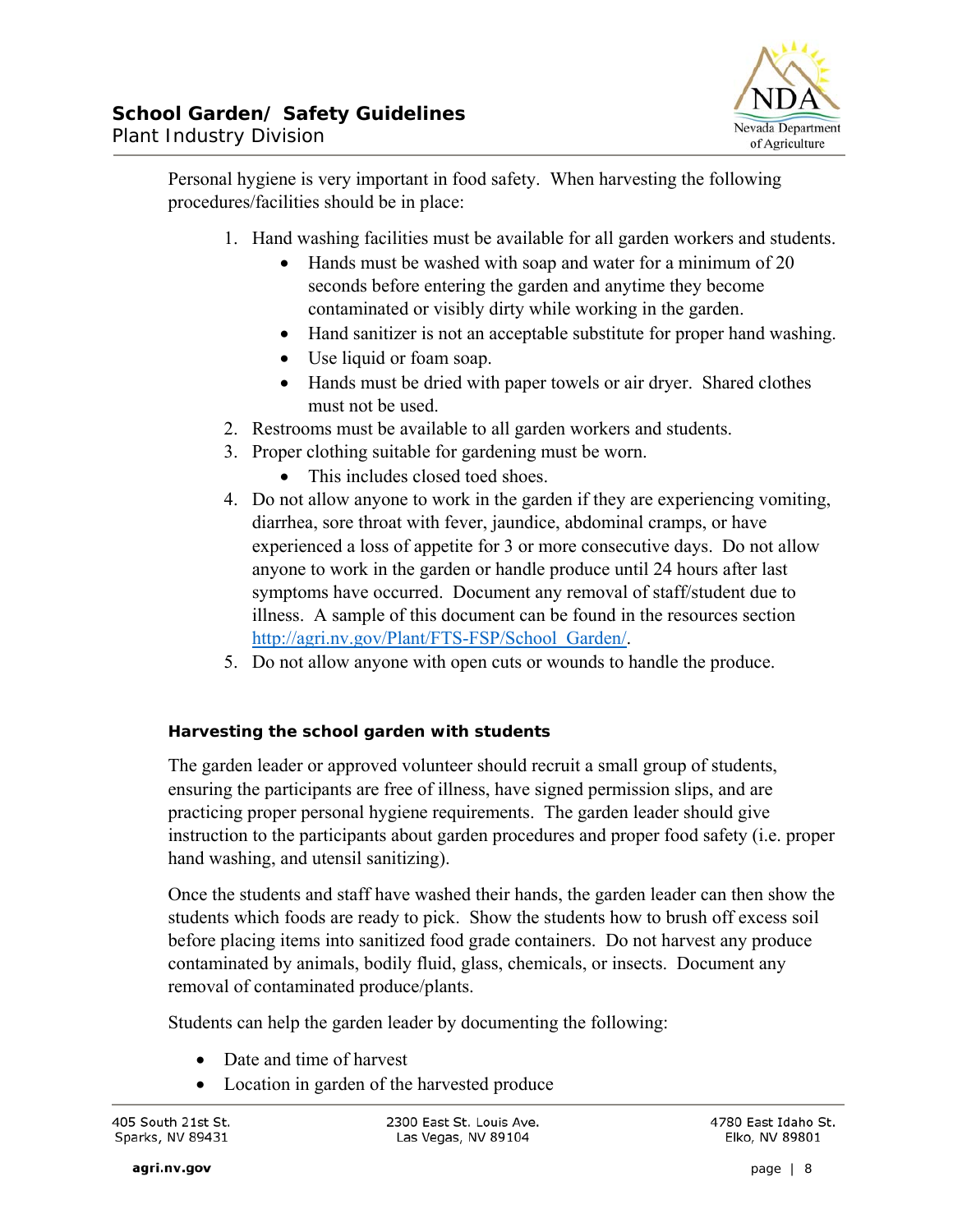Personal hygiene is very important in food safety. When harvesting the following procedures/facilities should be in place:

1. Hand washing facilities must be available for all garden workers and students.
   - Hands must be washed with soap and water for a minimum of 20 seconds before entering the garden and anytime they become contaminated or visibly dirty while working in the garden.
   - Hand sanitizer is not an acceptable substitute for proper hand washing.
   - Use liquid or foam soap.
   - Hands must be dried with paper towels or air dryer. Shared clothes must not be used.
2. Restrooms must be available to all garden workers and students.
3. Proper clothing suitable for gardening must be worn.
   - This includes closed toed shoes.
4. Do not allow anyone to work in the garden if they are experiencing vomiting, diarrhea, sore throat with fever, jaundice, abdominal cramps, or have experienced a loss of appetite for 3 or more consecutive days. Do not allow anyone to work in the garden or handle produce until 24 hours after last symptoms have occurred. Document any removal of staff/student due to illness. A sample of this document can be found in the resources section http://agri.nv.gov/Plant/FTS-FSP/School_Garden/.
5. Do not allow anyone with open cuts or wounds to handle the produce.

**Harvesting the school garden with students**

The garden leader or approved volunteer should recruit a small group of students, ensuring the participants are free of illness, have signed permission slips, and are practicing proper personal hygiene requirements. The garden leader should give instruction to the participants about garden procedures and proper food safety (i.e. proper hand washing, and utensil sanitizing).

Once the students and staff have washed their hands, the garden leader can then show the students which foods are ready to pick. Show the students how to brush off excess soil before placing items into sanitized food grade containers. Do not harvest any produce contaminated by animals, bodily fluid, glass, chemicals, or insects. Document any removal of contaminated produce/plants.

Students can help the garden leader by documenting the following:

- Date and time of harvest
- Location in garden of the harvested produce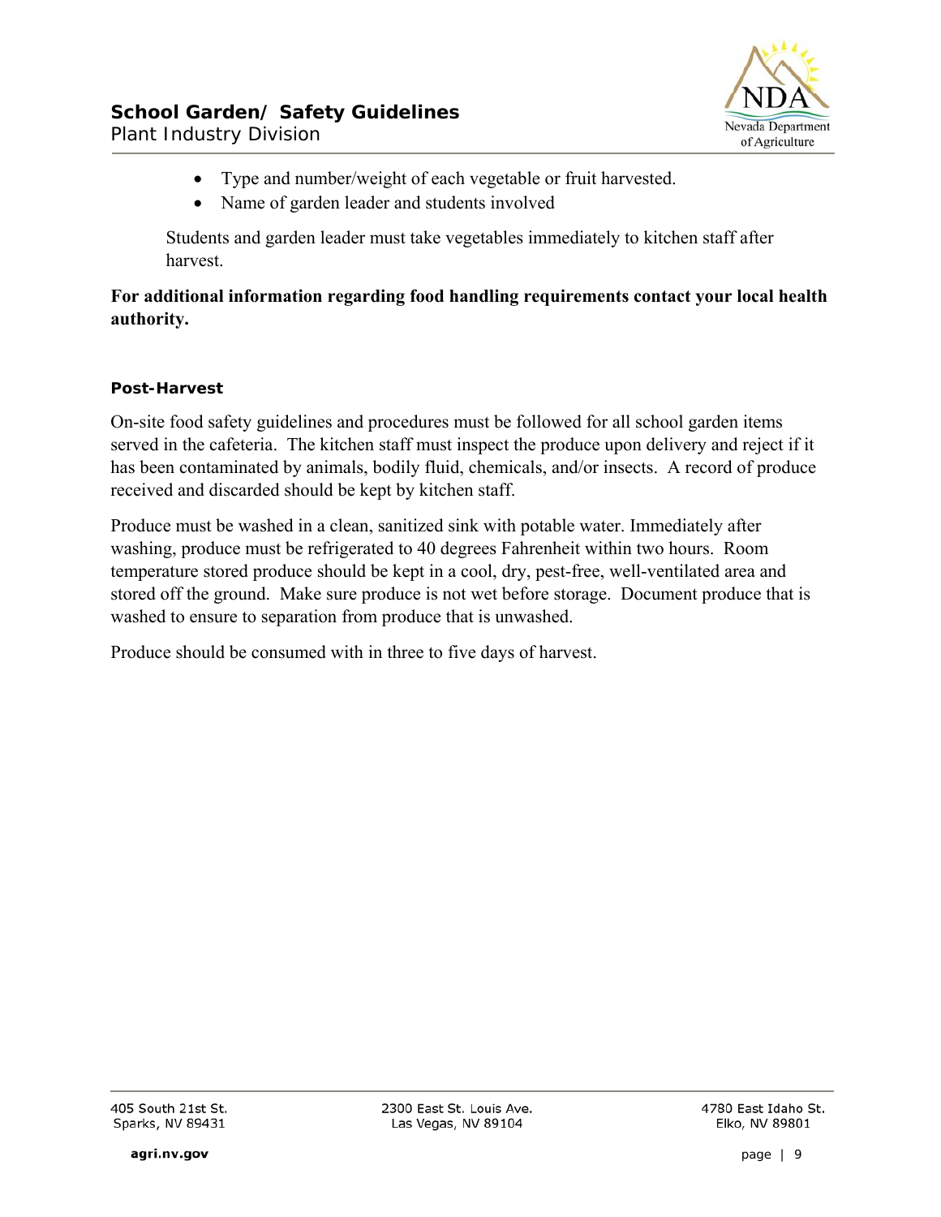- Type and number/weight of each vegetable or fruit harvested.
- Name of garden leader and students involved

Students and garden leader must take vegetables immediately to kitchen staff after harvest.

**For additional information regarding food handling requirements contact your local health authority.**

#### Post-Harvest

On-site food safety guidelines and procedures must be followed for all school garden items served in the cafeteria. The kitchen staff must inspect the produce upon delivery and reject if it has been contaminated by animals, bodily fluid, chemicals, and/or insects. A record of produce received and discarded should be kept by kitchen staff.

Produce must be washed in a clean, sanitized sink with potable water. Immediately after washing, produce must be refrigerated to 40 degrees Fahrenheit within two hours. Room temperature stored produce should be kept in a cool, dry, pest-free, well-ventilated area and stored off the ground. Make sure produce is not wet before storage. Document produce that is washed to ensure to separation from produce that is unwashed.

Produce should be consumed with in three to five days of harvest.